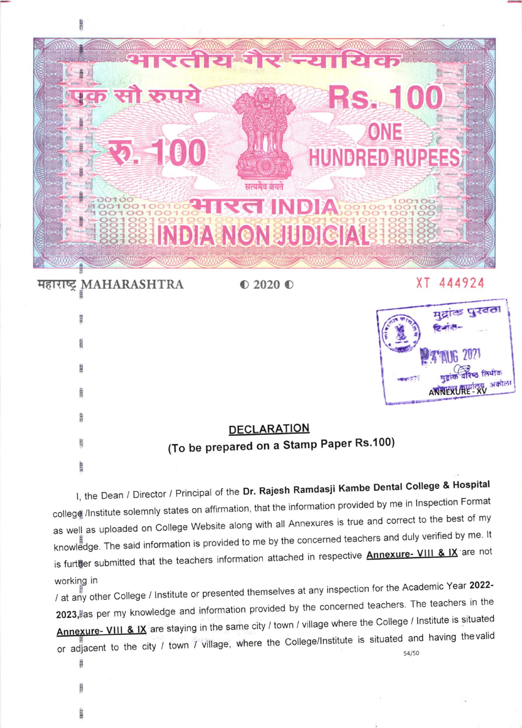भारतीय गैर न्यायिक

एक सौ रुपये

रु. 100

Rs. 100

ONE HUNDRED RUPEES

सत्यमेव जयते

भारत INDIA

INDIA NON JUDICIAL

महाराष्ट्र MAHARASHTRA ◐ 2020 ◐ XT 444924

मुद्रांक पुरवठा
दिनांक-
24 AUG 2021
मुद्रांक वरिष्ठ लिपीक
कोषागार कार्यालय, अकोला

ANNEXURE - XV

## DECLARATION

**(To be prepared on a Stamp Paper Rs.100)**

I, the Dean / Director / Principal of the **Dr. Rajesh Ramdasji Kambe Dental College & Hospital** college /Institute solemnly states on affirmation, that the information provided by me in Inspection Format as well as uploaded on College Website along with all Annexures is true and correct to the best of my knowledge. The said information is provided to me by the concerned teachers and duly verified by me. It is further submitted that the teachers information attached in respective **Annexure- VIII & IX** are not working in

/ at any other College / Institute or presented themselves at any inspection for the Academic Year **2022-2023,** as per my knowledge and information provided by the concerned teachers. The teachers in the **Annexure- VIII & IX** are staying in the same city / town / village where the College / Institute is situated or adjacent to the city / town / village, where the College/Institute is situated and having the valid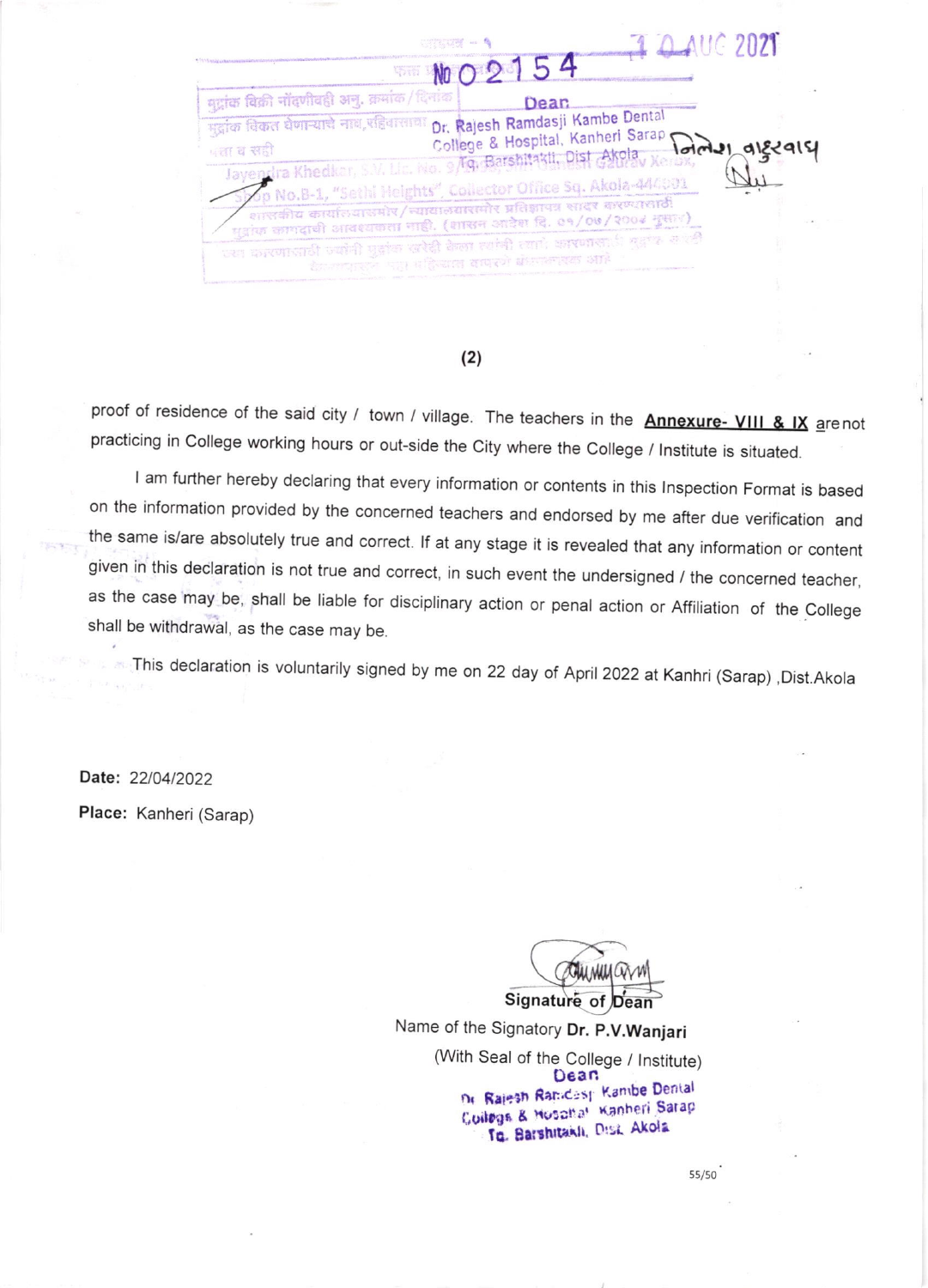No 02154

10 AUG 2021

मुद्रांक विक्री नोंदणीवही अनु. क्रमांक / दिनांक

मुद्रांक विकत घेणाऱ्याचे नाव, रहिवासाचा पत्ता व सही

Dean
Dr. Rajesh Ramdasji Kambe Dental College & Hospital, Kanheri Sarap Tq. Barshitakli, Dist Akola

Jayendra Khedkar, S.V. Lic. No. 9/... Gaurav Xerox, Shop No.B-1, "Sethi Heights", Collector Office Sq. Akola-444001

शासकीय कार्यालयासमोर/न्यायालयासमोर प्रतिज्ञापत्र सादर करण्यासाठी मुद्रांक कागदाची आवश्यकता नाही. (शासन आदेश दि. ०१/०७/२००४ नुसार)

ज्या कारणासाठी ज्यांनी मुद्रांक खरेदी केला त्यांनी त्याच कारणासाठी मुद्रांक खरेदी केल्यापासून ६ महिन्यात वापरणे बंधनकारक आहे.

निलेश वाहूरवाघ

(2)

proof of residence of the said city / town / village. The teachers in the **Annexure- VIII & IX** are not practicing in College working hours or out-side the City where the College / Institute is situated.

I am further hereby declaring that every information or contents in this Inspection Format is based on the information provided by the concerned teachers and endorsed by me after due verification and the same is/are absolutely true and correct. If at any stage it is revealed that any information or content given in this declaration is not true and correct, in such event the undersigned / the concerned teacher, as the case may be, shall be liable for disciplinary action or penal action or Affiliation of the College shall be withdrawal, as the case may be.

This declaration is voluntarily signed by me on 22 day of April 2022 at Kanhri (Sarap) ,Dist.Akola

**Date:** 22/04/2022

**Place:** Kanheri (Sarap)

Signature of Dean

Name of the Signatory **Dr. P.V.Wanjari**

(With Seal of the College / Institute)

Dean
Dr. Rajesh Ramdasji Kambe Dental College & Hospital Kanheri Sarap Tq. Barshitakli, Dist. Akola